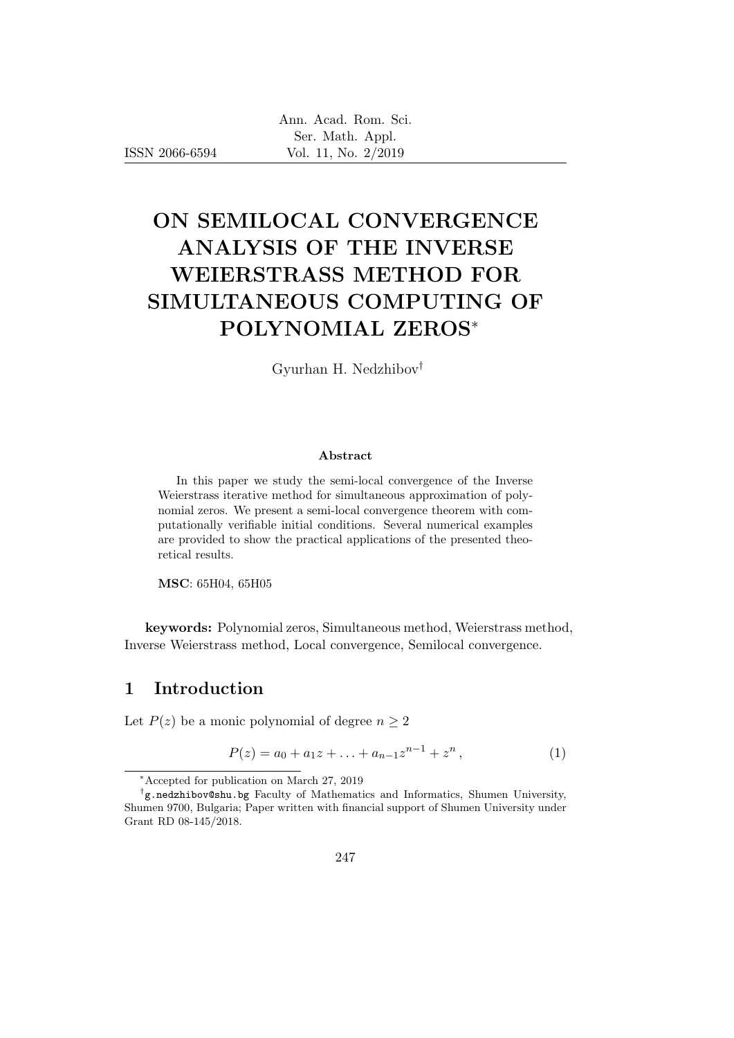# ON SEMILOCAL CONVERGENCE ANALYSIS OF THE INVERSE WEIERSTRASS METHOD FOR SIMULTANEOUS COMPUTING OF POLYNOMIAL ZEROS[*]

Gyurhan H. Nedzhibov[†]

### Abstract

In this paper we study the semi-local convergence of the Inverse Weierstrass iterative method for simultaneous approximation of polynomial zeros. We present a semi-local convergence theorem with computationally verifiable initial conditions. Several numerical examples are provided to show the practical applications of the presented theoretical results.

**MSC**: 65H04, 65H05

**keywords:** Polynomial zeros, Simultaneous method, Weierstrass method, Inverse Weierstrass method, Local convergence, Semilocal convergence.

## 1 Introduction

Let $P(z)$ be a monic polynomial of degree $n \geq 2$

$$P(z) = a_0 + a_1 z + \ldots + a_{n-1} z^{n-1} + z^n \,, \tag{1}$$

[*]Accepted for publication on March 27, 2019

[†]g.nedzhibov@shu.bg Faculty of Mathematics and Informatics, Shumen University, Shumen 9700, Bulgaria; Paper written with financial support of Shumen University under Grant RD 08-145/2018.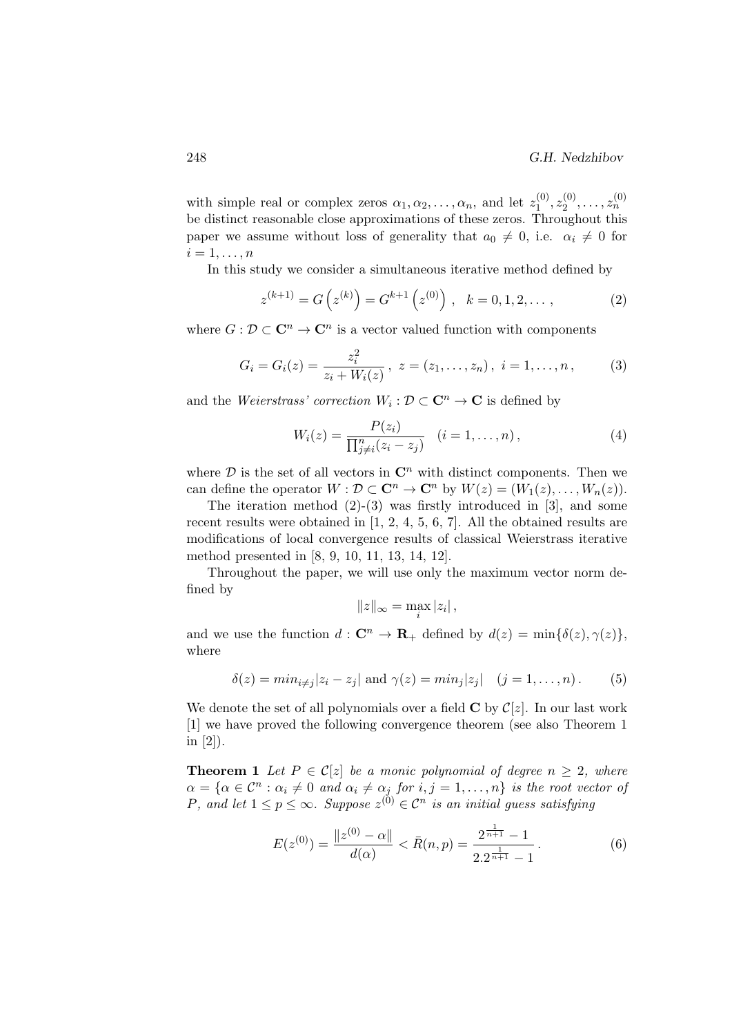with simple real or complex zeros $\alpha_1, \alpha_2, \ldots, \alpha_n$, and let $z_1^{(0)}, z_2^{(0)}, \ldots, z_n^{(0)}$ be distinct reasonable close approximations of these zeros. Throughout this paper we assume without loss of generality that $a_0 \neq 0$, i.e. $\alpha_i \neq 0$ for $i = 1, \ldots, n$

In this study we consider a simultaneous iterative method defined by

$$z^{(k+1)} = G\left(z^{(k)}\right) = G^{k+1}\left(z^{(0)}\right), \quad k = 0, 1, 2, \ldots, \tag{2}$$

where $G : \mathcal{D} \subset \mathbf{C}^n \to \mathbf{C}^n$ is a vector valued function with components

$$G_i = G_i(z) = \frac{z_i^2}{z_i + W_i(z)}, \; z = (z_1, \ldots, z_n), \; i = 1, \ldots, n, \tag{3}$$

and the *Weierstrass' correction* $W_i : \mathcal{D} \subset \mathbf{C}^n \to \mathbf{C}$ is defined by

$$W_i(z) = \frac{P(z_i)}{\prod_{j \neq i}^{n}(z_i - z_j)} \quad (i = 1, \ldots, n), \tag{4}$$

where $\mathcal{D}$ is the set of all vectors in $\mathbf{C}^n$ with distinct components. Then we can define the operator $W : \mathcal{D} \subset \mathbf{C}^n \to \mathbf{C}^n$ by $W(z) = (W_1(z), \ldots, W_n(z))$.

The iteration method (2)-(3) was firstly introduced in [3], and some recent results were obtained in [1, 2, 4, 5, 6, 7]. All the obtained results are modifications of local convergence results of classical Weierstrass iterative method presented in [8, 9, 10, 11, 13, 14, 12].

Throughout the paper, we will use only the maximum vector norm defined by

$$\|z\|_\infty = \max_i |z_i|,$$

and we use the function $d : \mathbf{C}^n \to \mathbf{R}_+$ defined by $d(z) = \min\{\delta(z), \gamma(z)\}$, where

$$\delta(z) = min_{i \neq j}|z_i - z_j| \text{ and } \gamma(z) = min_j|z_j| \quad (j = 1, \ldots, n). \tag{5}$$

We denote the set of all polynomials over a field $\mathbf{C}$ by $\mathcal{C}[z]$. In our last work [1] we have proved the following convergence theorem (see also Theorem 1 in [2]).

**Theorem 1** *Let $P \in \mathcal{C}[z]$ be a monic polynomial of degree $n \geq 2$, where $\alpha = \{\alpha \in \mathcal{C}^n : \alpha_i \neq 0$ and $\alpha_i \neq \alpha_j$ for $i, j = 1, \ldots, n\}$ is the root vector of $P$, and let $1 \leq p \leq \infty$. Suppose $z^{(0)} \in \mathcal{C}^n$ is an initial guess satisfying*

$$E(z^{(0)}) = \frac{\|z^{(0)} - \alpha\|}{d(\alpha)} < \bar{R}(n, p) = \frac{2^{\frac{1}{n+1}} - 1}{2.2^{\frac{1}{n+1}} - 1}. \tag{6}$$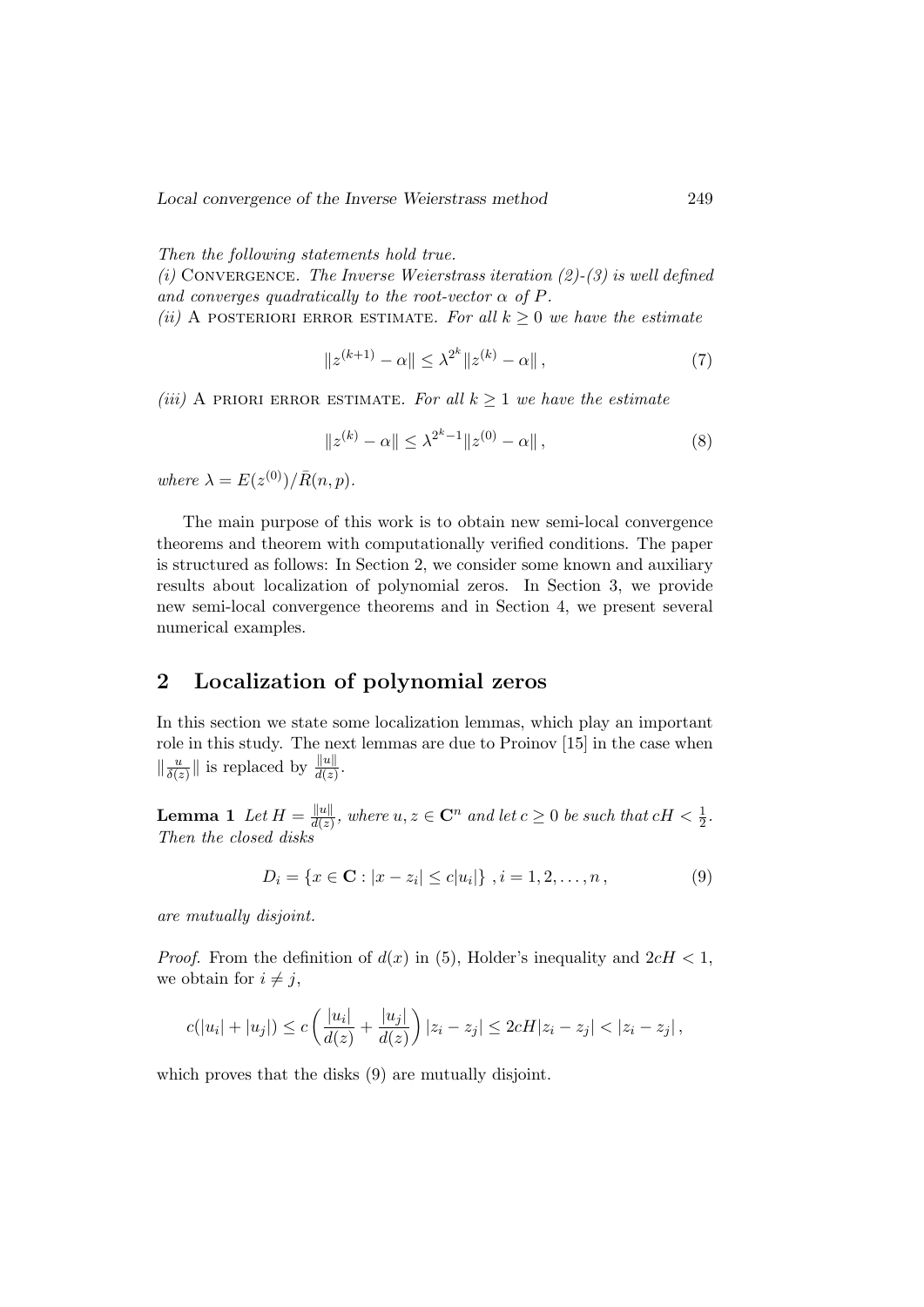*Then the following statements hold true.*

*(i)* CONVERGENCE. *The Inverse Weierstrass iteration (2)-(3) is well defined and converges quadratically to the root-vector $\alpha$ of $P$.*

*(ii)* A POSTERIORI ERROR ESTIMATE. *For all $k \geq 0$ we have the estimate*

$$\|z^{(k+1)} - \alpha\| \leq \lambda^{2^k} \|z^{(k)} - \alpha\| \,, \tag{7}$$

*(iii)* A PRIORI ERROR ESTIMATE. *For all $k \geq 1$ we have the estimate*

$$\|z^{(k)} - \alpha\| \leq \lambda^{2^k - 1} \|z^{(0)} - \alpha\| \,, \tag{8}$$

*where $\lambda = E(z^{(0)})/\bar{R}(n,p)$.*

The main purpose of this work is to obtain new semi-local convergence theorems and theorem with computationally verified conditions. The paper is structured as follows: In Section 2, we consider some known and auxiliary results about localization of polynomial zeros. In Section 3, we provide new semi-local convergence theorems and in Section 4, we present several numerical examples.

## 2 Localization of polynomial zeros

In this section we state some localization lemmas, which play an important role in this study. The next lemmas are due to Proinov [15] in the case when $\|\frac{u}{\delta(z)}\|$ is replaced by $\frac{\|u\|}{d(z)}$.

**Lemma 1** *Let $H = \frac{\|u\|}{d(z)}$, where $u, z \in \mathbf{C}^n$ and let $c \geq 0$ be such that $cH < \frac{1}{2}$. Then the closed disks*

$$D_i = \{x \in \mathbf{C} : |x - z_i| \leq c|u_i|\} \,, i = 1, 2, \ldots, n \,, \tag{9}$$

*are mutually disjoint.*

*Proof.* From the definition of $d(x)$ in (5), Holder's inequality and $2cH < 1$, we obtain for $i \neq j$,

$$c(|u_i| + |u_j|) \leq c\left(\frac{|u_i|}{d(z)} + \frac{|u_j|}{d(z)}\right)|z_i - z_j| \leq 2cH|z_i - z_j| < |z_i - z_j| \,,$$

which proves that the disks (9) are mutually disjoint.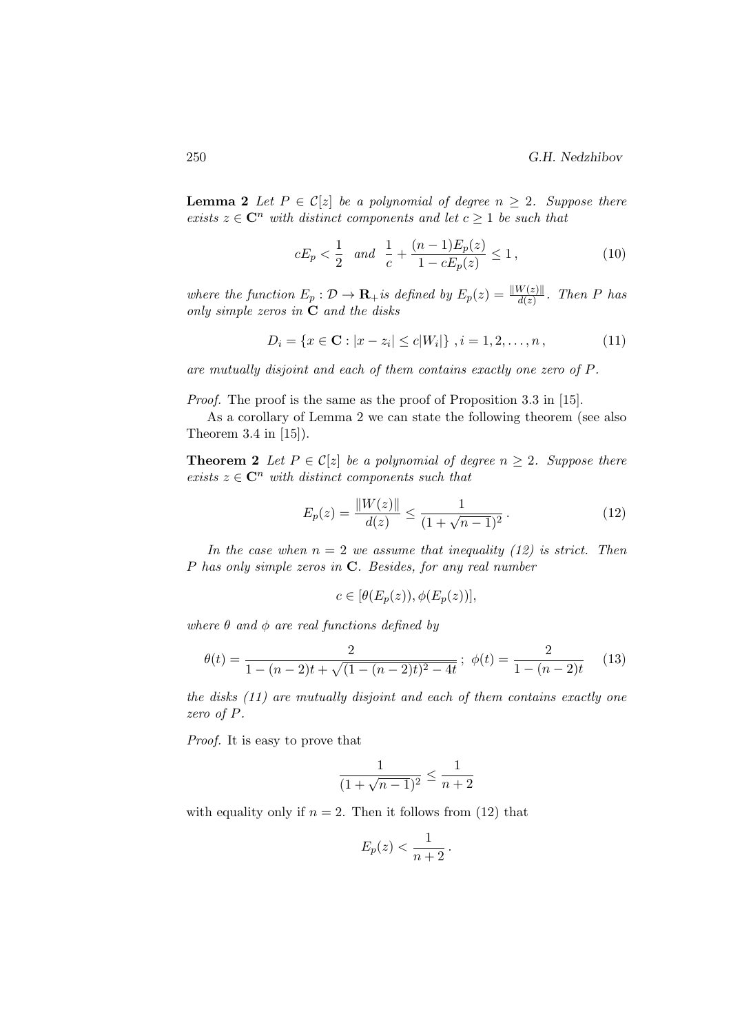**Lemma 2** *Let $P \in \mathcal{C}[z]$ be a polynomial of degree $n \geq 2$. Suppose there exists $z \in \mathbf{C}^n$ with distinct components and let $c \geq 1$ be such that*

$$cE_p < \frac{1}{2} \quad and \quad \frac{1}{c} + \frac{(n-1)E_p(z)}{1 - cE_p(z)} \leq 1\,, \tag{10}$$

*where the function $E_p : \mathcal{D} \to \mathbf{R}_+$ is defined by $E_p(z) = \frac{\|W(z)\|}{d(z)}$. Then $P$ has only simple zeros in $\mathbf{C}$ and the disks*

$$D_i = \{x \in \mathbf{C} : |x - z_i| \leq c|W_i|\}\ , i = 1, 2, \ldots, n\,, \tag{11}$$

*are mutually disjoint and each of them contains exactly one zero of $P$.*

*Proof.* The proof is the same as the proof of Proposition 3.3 in [15].

As a corollary of Lemma 2 we can state the following theorem (see also Theorem 3.4 in [15]).

**Theorem 2** *Let $P \in \mathcal{C}[z]$ be a polynomial of degree $n \geq 2$. Suppose there exists $z \in \mathbf{C}^n$ with distinct components such that*

$$E_p(z) = \frac{\|W(z)\|}{d(z)} \leq \frac{1}{(1 + \sqrt{n-1})^2}\,. \tag{12}$$

*In the case when $n = 2$ we assume that inequality (12) is strict. Then $P$ has only simple zeros in $\mathbf{C}$. Besides, for any real number*

$$c \in [\theta(E_p(z)), \phi(E_p(z))],$$

*where $\theta$ and $\phi$ are real functions defined by*

$$\theta(t) = \frac{2}{1 - (n-2)t + \sqrt{(1-(n-2)t)^2 - 4t}}\,;\ \phi(t) = \frac{2}{1 - (n-2)t} \tag{13}$$

*the disks (11) are mutually disjoint and each of them contains exactly one zero of $P$.*

*Proof.* It is easy to prove that

$$\frac{1}{(1 + \sqrt{n-1})^2} \leq \frac{1}{n+2}$$

with equality only if $n = 2$. Then it follows from (12) that

$$E_p(z) < \frac{1}{n+2}\,.$$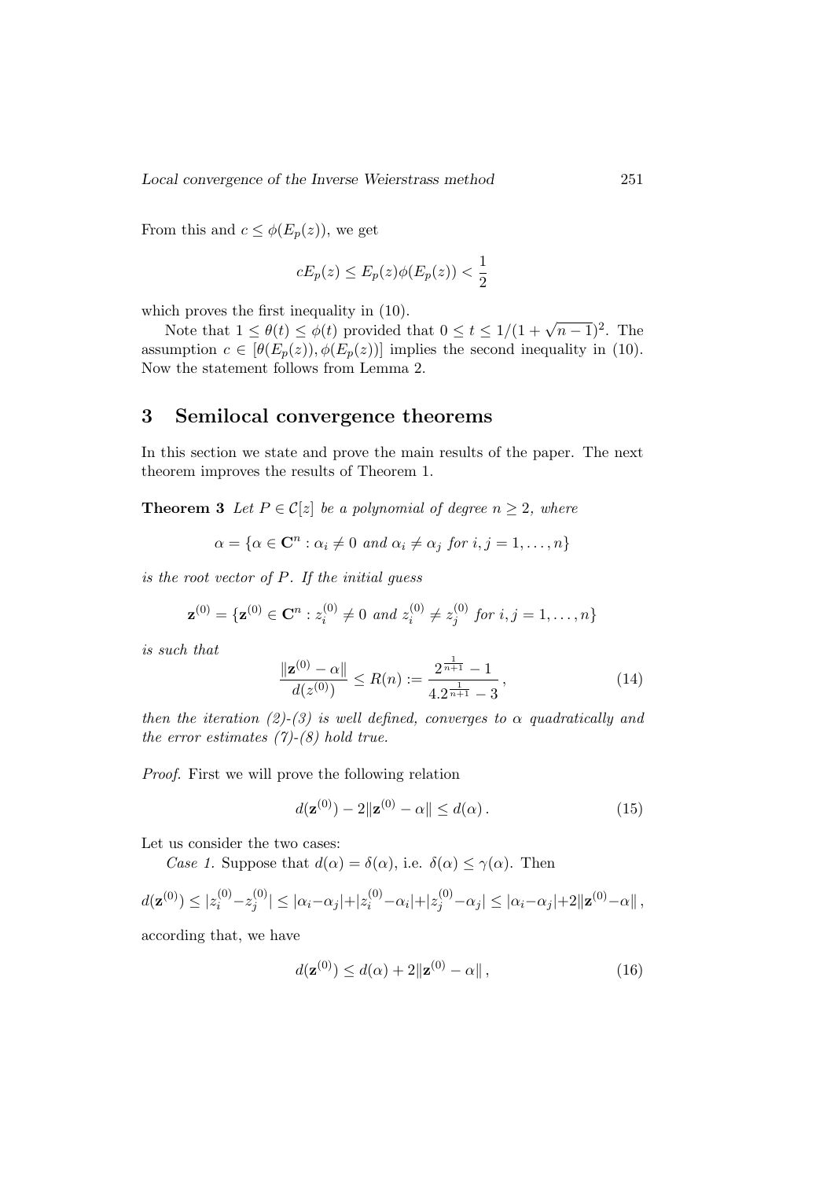From this and $c \le \phi(E_p(z))$, we get

$$cE_p(z) \le E_p(z)\phi(E_p(z)) < \frac{1}{2}$$

which proves the first inequality in (10).

Note that $1 \le \theta(t) \le \phi(t)$ provided that $0 \le t \le 1/(1+\sqrt{n-1})^2$. The assumption $c \in [\theta(E_p(z)), \phi(E_p(z))]$ implies the second inequality in (10). Now the statement follows from Lemma 2.

## 3 Semilocal convergence theorems

In this section we state and prove the main results of the paper. The next theorem improves the results of Theorem 1.

**Theorem 3** *Let $P \in \mathcal{C}[z]$ be a polynomial of degree $n \ge 2$, where*

$$\alpha = \{\alpha \in \mathbf{C}^n : \alpha_i \neq 0 \text{ and } \alpha_i \neq \alpha_j \text{ for } i,j = 1,\dots,n\}$$

*is the root vector of $P$. If the initial guess*

$$\mathbf{z}^{(0)} = \{\mathbf{z}^{(0)} \in \mathbf{C}^n : z_i^{(0)} \neq 0 \text{ and } z_i^{(0)} \neq z_j^{(0)} \text{ for } i,j = 1,\dots,n\}$$

*is such that*

$$\frac{\|\mathbf{z}^{(0)} - \alpha\|}{d(z^{(0)})} \le R(n) := \frac{2^{\frac{1}{n+1}} - 1}{4.2^{\frac{1}{n+1}} - 3}, \tag{14}$$

*then the iteration (2)-(3) is well defined, converges to $\alpha$ quadratically and the error estimates (7)-(8) hold true.*

*Proof.* First we will prove the following relation

$$d(\mathbf{z}^{(0)}) - 2\|\mathbf{z}^{(0)} - \alpha\| \le d(\alpha). \tag{15}$$

Let us consider the two cases:

*Case 1.* Suppose that $d(\alpha) = \delta(\alpha)$, i.e. $\delta(\alpha) \le \gamma(\alpha)$. Then

$$d(\mathbf{z}^{(0)}) \le |z_i^{(0)} - z_j^{(0)}| \le |\alpha_i - \alpha_j| + |z_i^{(0)} - \alpha_i| + |z_j^{(0)} - \alpha_j| \le |\alpha_i - \alpha_j| + 2\|\mathbf{z}^{(0)} - \alpha\|,$$

according that, we have

$$d(\mathbf{z}^{(0)}) \le d(\alpha) + 2\|\mathbf{z}^{(0)} - \alpha\|, \tag{16}$$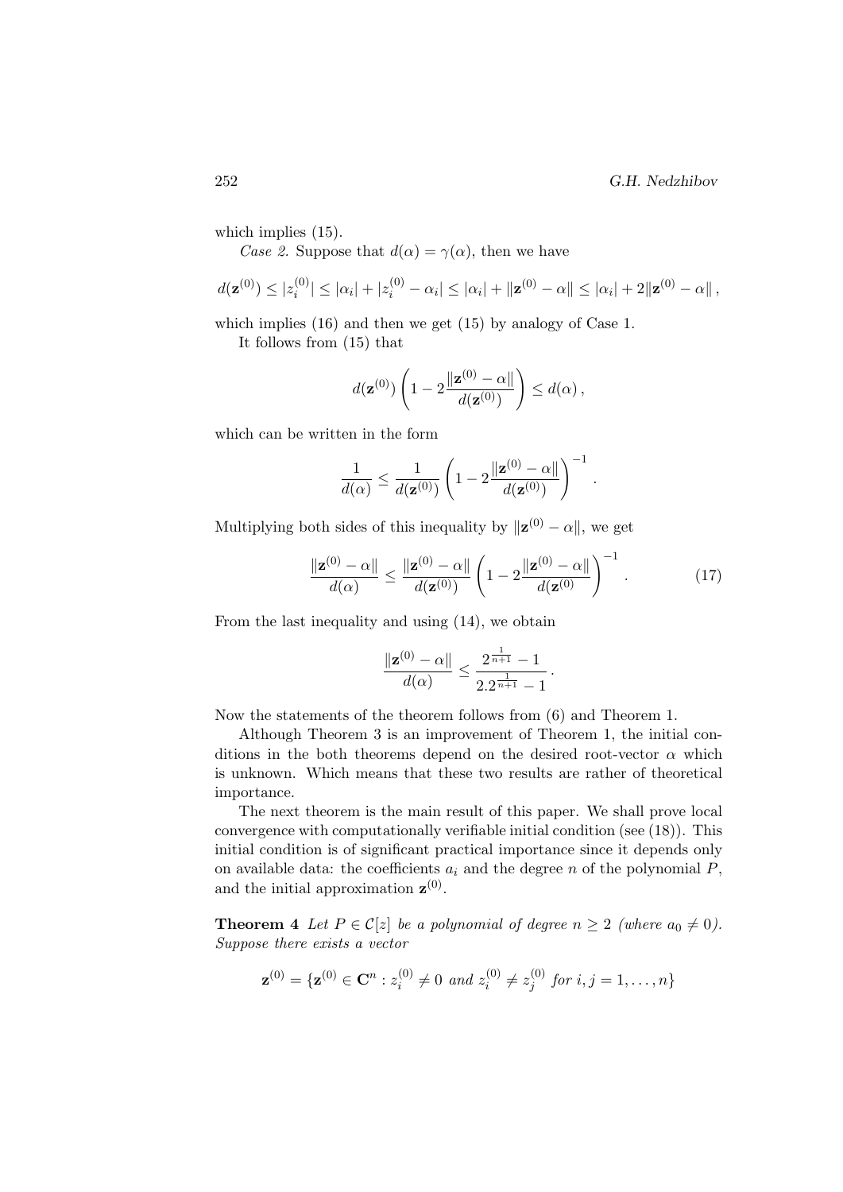which implies (15).

*Case 2.* Suppose that $d(\alpha) = \gamma(\alpha)$, then we have

$$d(\mathbf{z}^{(0)}) \leq |z_i^{(0)}| \leq |\alpha_i| + |z_i^{(0)} - \alpha_i| \leq |\alpha_i| + \|\mathbf{z}^{(0)} - \alpha\| \leq |\alpha_i| + 2\|\mathbf{z}^{(0)} - \alpha\| \,,$$

which implies (16) and then we get (15) by analogy of Case 1.

It follows from (15) that

$$d(\mathbf{z}^{(0)}) \left( 1 - 2\frac{\|\mathbf{z}^{(0)} - \alpha\|}{d(\mathbf{z}^{(0)})} \right) \leq d(\alpha) \,,$$

which can be written in the form

$$\frac{1}{d(\alpha)} \leq \frac{1}{d(\mathbf{z}^{(0)})} \left( 1 - 2\frac{\|\mathbf{z}^{(0)} - \alpha\|}{d(\mathbf{z}^{(0)})} \right)^{-1} .$$

Multiplying both sides of this inequality by $\|\mathbf{z}^{(0)} - \alpha\|$, we get

$$\frac{\|\mathbf{z}^{(0)} - \alpha\|}{d(\alpha)} \leq \frac{\|\mathbf{z}^{(0)} - \alpha\|}{d(\mathbf{z}^{(0)})} \left( 1 - 2\frac{\|\mathbf{z}^{(0)} - \alpha\|}{d(\mathbf{z}^{(0)}} \right)^{-1} . \qquad (17)$$

From the last inequality and using (14), we obtain

$$\frac{\|\mathbf{z}^{(0)} - \alpha\|}{d(\alpha)} \leq \frac{2^{\frac{1}{n+1}} - 1}{2.2^{\frac{1}{n+1}} - 1} .$$

Now the statements of the theorem follows from (6) and Theorem 1.

Although Theorem 3 is an improvement of Theorem 1, the initial conditions in the both theorems depend on the desired root-vector $\alpha$ which is unknown. Which means that these two results are rather of theoretical importance.

The next theorem is the main result of this paper. We shall prove local convergence with computationally verifiable initial condition (see (18)). This initial condition is of significant practical importance since it depends only on available data: the coefficients $a_i$ and the degree $n$ of the polynomial $P$, and the initial approximation $\mathbf{z}^{(0)}$.

**Theorem 4** *Let $P \in \mathcal{C}[z]$ be a polynomial of degree $n \geq 2$ (where $a_0 \neq 0$). Suppose there exists a vector*

$$\mathbf{z}^{(0)} = \{\mathbf{z}^{(0)} \in \mathbf{C}^n : z_i^{(0)} \neq 0 \text{ and } z_i^{(0)} \neq z_j^{(0)} \text{ for } i, j = 1, \ldots, n\}$$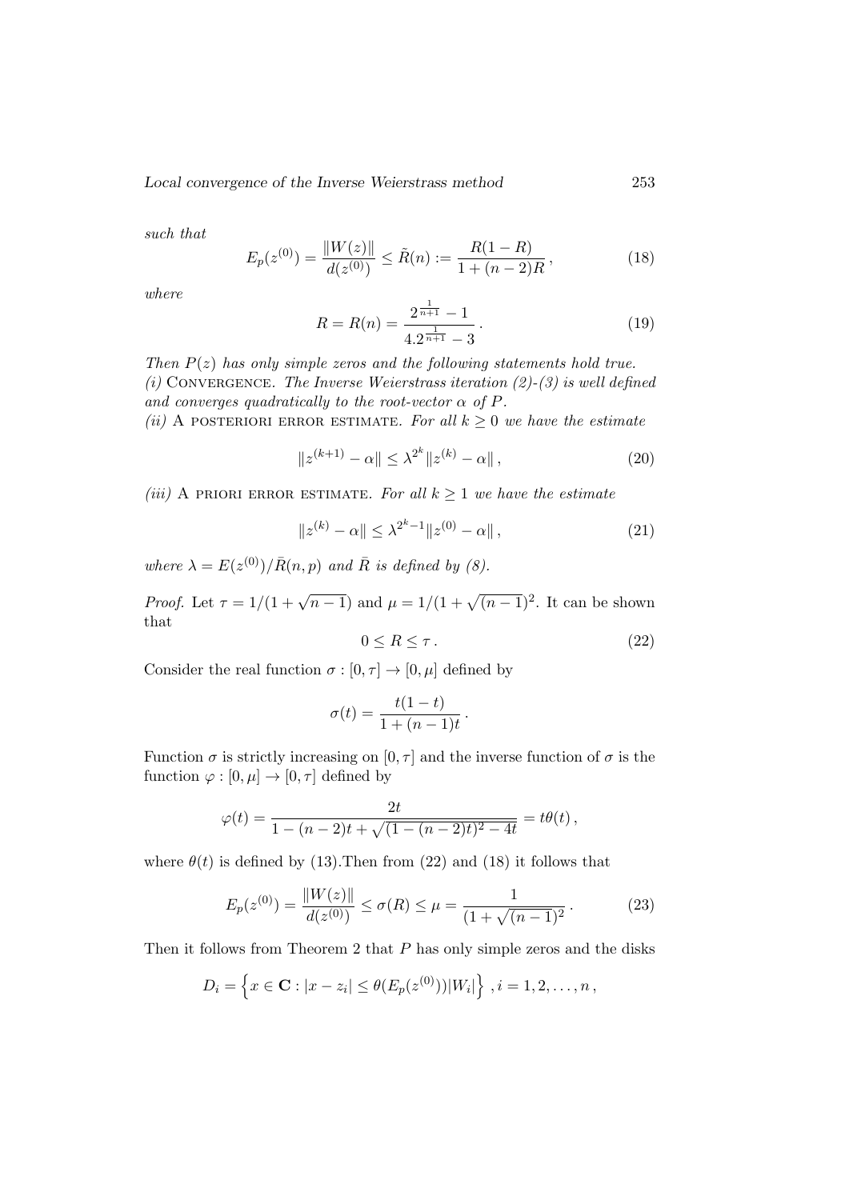*such that*

$$E_p(z^{(0)}) = \frac{\|W(z)\|}{d(z^{(0)})} \leq \tilde{R}(n) := \frac{R(1-R)}{1+(n-2)R}\,, \tag{18}$$

*where*

$$R = R(n) = \frac{2^{\frac{1}{n+1}} - 1}{4.2^{\frac{1}{n+1}} - 3}\,. \tag{19}$$

*Then $P(z)$ has only simple zeros and the following statements hold true.*
*(i)* Convergence. *The Inverse Weierstrass iteration (2)-(3) is well defined and converges quadratically to the root-vector $\alpha$ of $P$.*
*(ii)* A posteriori error estimate. *For all $k \geq 0$ we have the estimate*

$$\|z^{(k+1)} - \alpha\| \leq \lambda^{2^k} \|z^{(k)} - \alpha\|\,, \tag{20}$$

*(iii)* A priori error estimate. *For all $k \geq 1$ we have the estimate*

$$\|z^{(k)} - \alpha\| \leq \lambda^{2^k - 1} \|z^{(0)} - \alpha\|\,, \tag{21}$$

*where $\lambda = E(z^{(0)})/\bar{R}(n,p)$ and $\bar{R}$ is defined by (8).*

*Proof.* Let $\tau = 1/(1+\sqrt{n-1})$ and $\mu = 1/(1+\sqrt{(n-1)})^2$. It can be shown that

$$0 \leq R \leq \tau\,. \tag{22}$$

Consider the real function $\sigma : [0,\tau] \to [0,\mu]$ defined by

$$\sigma(t) = \frac{t(1-t)}{1+(n-1)t}\,.$$

Function $\sigma$ is strictly increasing on $[0,\tau]$ and the inverse function of $\sigma$ is the function $\varphi : [0,\mu] \to [0,\tau]$ defined by

$$\varphi(t) = \frac{2t}{1-(n-2)t + \sqrt{(1-(n-2)t)^2 - 4t}} = t\theta(t)\,,$$

where $\theta(t)$ is defined by (13).Then from (22) and (18) it follows that

$$E_p(z^{(0)}) = \frac{\|W(z)\|}{d(z^{(0)})} \leq \sigma(R) \leq \mu = \frac{1}{(1+\sqrt{(n-1)})^2}\,. \tag{23}$$

Then it follows from Theorem 2 that $P$ has only simple zeros and the disks

$$D_i = \left\{ x \in \mathbf{C} : |x - z_i| \leq \theta(E_p(z^{(0)}))|W_i| \right\},\, i = 1,2,\ldots,n\,,$$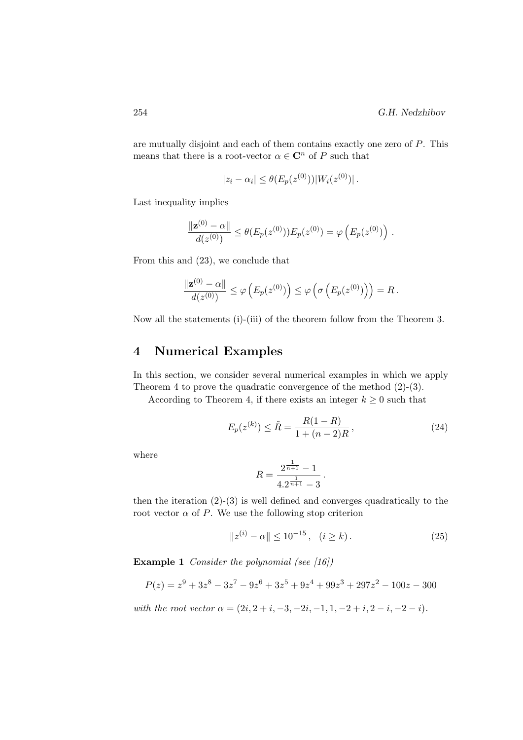are mutually disjoint and each of them contains exactly one zero of $P$. This means that there is a root-vector $\alpha \in \mathbf{C}^n$ of $P$ such that

$$|z_i - \alpha_i| \leq \theta(E_p(z^{(0)}))|W_i(z^{(0)})| \,.$$

Last inequality implies

$$\frac{\|\mathbf{z}^{(0)} - \alpha\|}{d(z^{(0)})} \leq \theta(E_p(z^{(0)}))E_p(z^{(0)}) = \varphi\left(E_p(z^{(0)})\right) \,.$$

From this and (23), we conclude that

$$\frac{\|\mathbf{z}^{(0)} - \alpha\|}{d(z^{(0)})} \leq \varphi\left(E_p(z^{(0)})\right) \leq \varphi\left(\sigma\left(E_p(z^{(0)})\right)\right) = R \,.$$

Now all the statements (i)-(iii) of the theorem follow from the Theorem 3.

## 4 Numerical Examples

In this section, we consider several numerical examples in which we apply Theorem 4 to prove the quadratic convergence of the method (2)-(3).

According to Theorem 4, if there exists an integer $k \geq 0$ such that

$$E_p(z^{(k)}) \leq \tilde{R} = \frac{R(1-R)}{1+(n-2)R} \,, \tag{24}$$

where

$$R = \frac{2^{\frac{1}{n+1}} - 1}{4.2^{\frac{1}{n+1}} - 3} \,.$$

then the iteration (2)-(3) is well defined and converges quadratically to the root vector $\alpha$ of $P$. We use the following stop criterion

$$\|z^{(i)} - \alpha\| \leq 10^{-15} \,, \quad (i \geq k) \,. \tag{25}$$

**Example 1** *Consider the polynomial (see [16])*

$$P(z) = z^9 + 3z^8 - 3z^7 - 9z^6 + 3z^5 + 9z^4 + 99z^3 + 297z^2 - 100z - 300$$

*with the root vector* $\alpha = (2i, 2+i, -3, -2i, -1, 1, -2+i, 2-i, -2-i)$.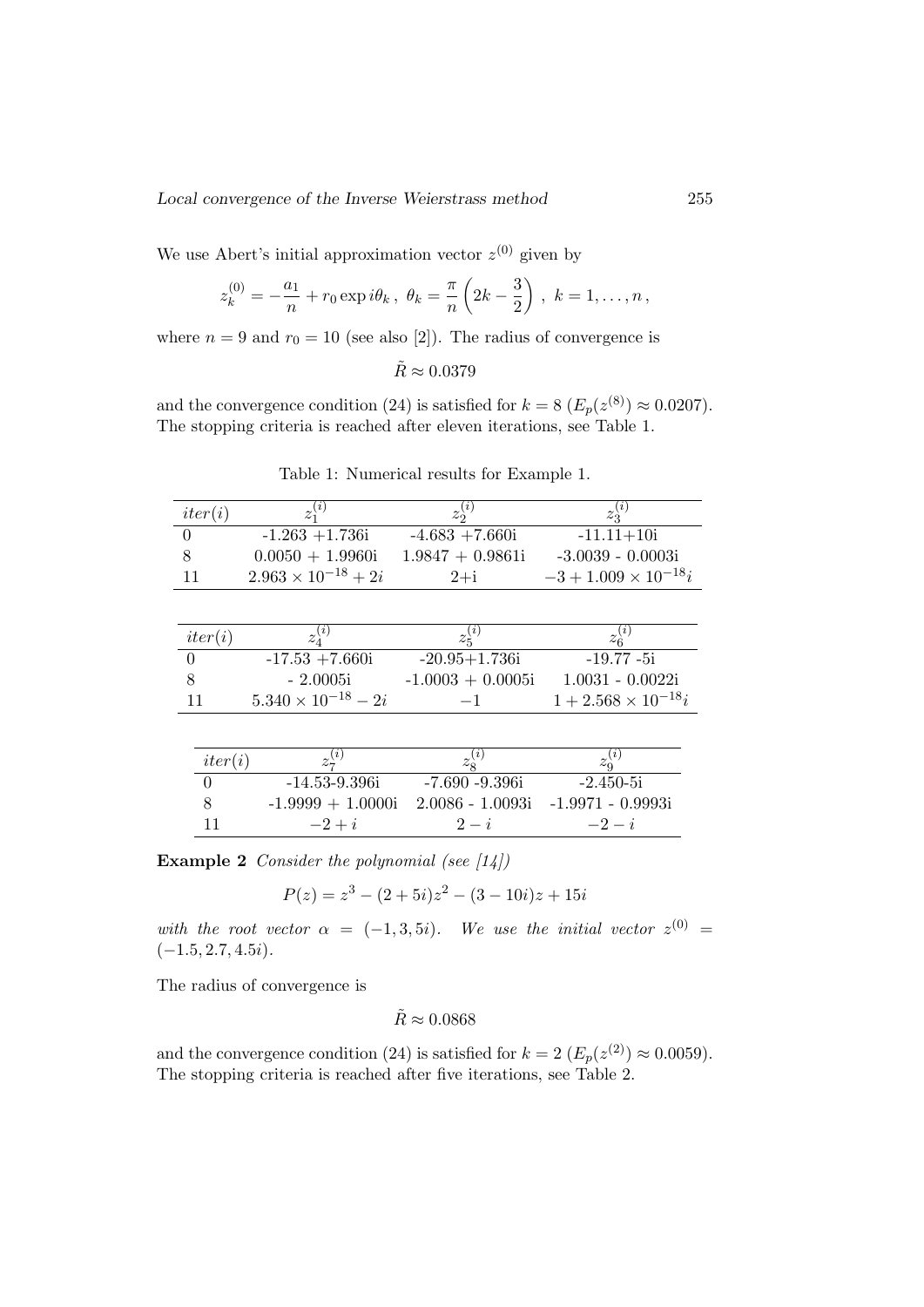We use Abert's initial approximation vector $z^{(0)}$ given by

$$z_k^{(0)} = -\frac{a_1}{n} + r_0 \exp i\theta_k \, , \; \theta_k = \frac{\pi}{n}\left(2k - \frac{3}{2}\right) \, , \; k = 1, \ldots, n \, ,$$

where $n = 9$ and $r_0 = 10$ (see also [2]). The radius of convergence is

$$\tilde{R} \approx 0.0379$$

and the convergence condition (24) is satisfied for $k = 8$ ($E_p(z^{(8)}) \approx 0.0207$). The stopping criteria is reached after eleven iterations, see Table 1.

Table 1: Numerical results for Example 1.

| $iter(i)$ | $z_1^{(i)}$ | $z_2^{(i)}$ | $z_3^{(i)}$ |
|---|---|---|---|
| 0 | -1.263 +1.736i | -4.683 +7.660i | -11.11+10i |
| 8 | 0.0050 + 1.9960i | 1.9847 + 0.9861i | -3.0039 - 0.0003i |
| 11 | $2.963 \times 10^{-18} + 2i$ | 2+i | $-3 + 1.009 \times 10^{-18}i$ |

| $iter(i)$ | $z_4^{(i)}$ | $z_5^{(i)}$ | $z_6^{(i)}$ |
|---|---|---|---|
| 0 | -17.53 +7.660i | -20.95+1.736i | -19.77 -5i |
| 8 | - 2.0005i | -1.0003 + 0.0005i | 1.0031 - 0.0022i |
| 11 | $5.340 \times 10^{-18} - 2i$ | $-1$ | $1 + 2.568 \times 10^{-18}i$ |

| $iter(i)$ | $z_7^{(i)}$ | $z_8^{(i)}$ | $z_9^{(i)}$ |
|---|---|---|---|
| 0 | -14.53-9.396i | -7.690 -9.396i | -2.450-5i |
| 8 | -1.9999 + 1.0000i | 2.0086 - 1.0093i | -1.9971 - 0.9993i |
| 11 | $-2 + i$ | $2 - i$ | $-2 - i$ |

**Example 2** *Consider the polynomial (see [14])*

$$P(z) = z^3 - (2 + 5i)z^2 - (3 - 10i)z + 15i$$

*with the root vector* $\alpha = (-1, 3, 5i)$. *We use the initial vector* $z^{(0)} = (-1.5, 2.7, 4.5i)$.

The radius of convergence is

$$\tilde{R} \approx 0.0868$$

and the convergence condition (24) is satisfied for $k = 2$ ($E_p(z^{(2)}) \approx 0.0059$). The stopping criteria is reached after five iterations, see Table 2.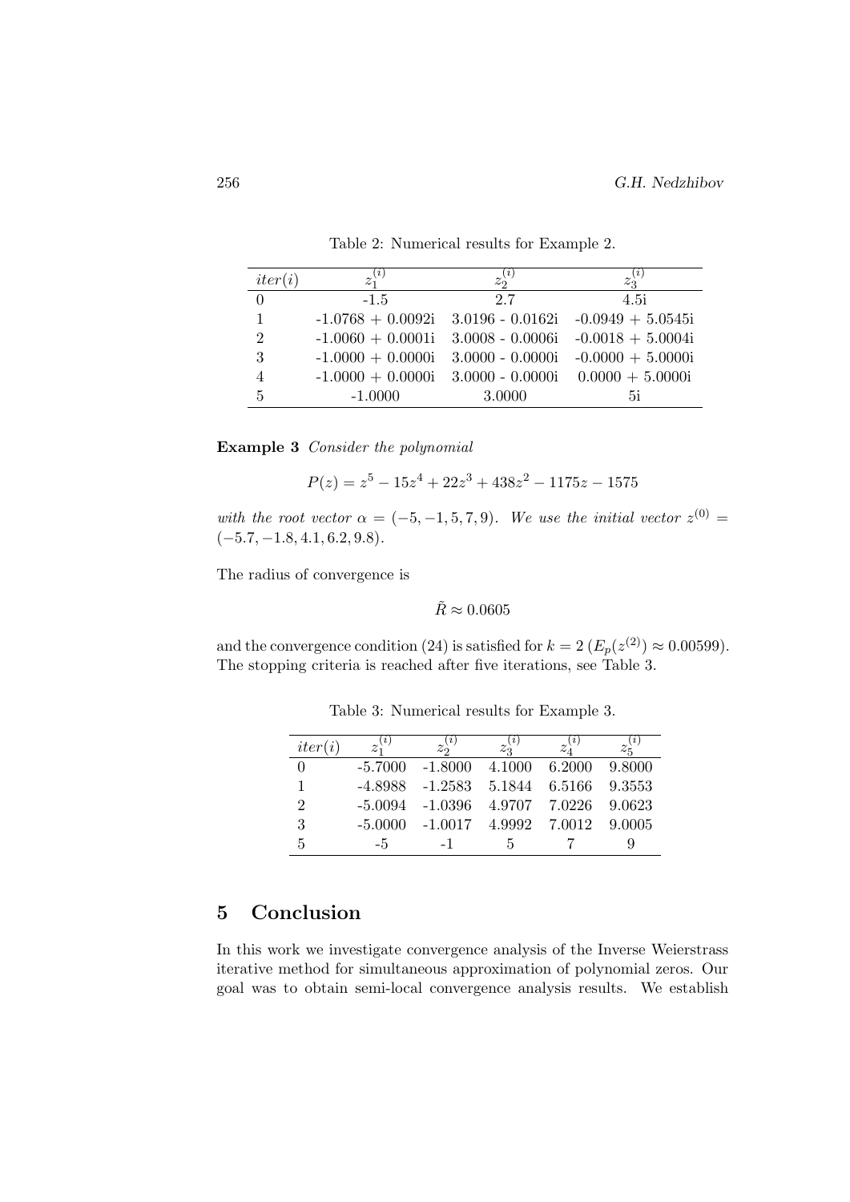Table 2: Numerical results for Example 2.

| $iter(i)$ | $z_1^{(i)}$ | $z_2^{(i)}$ | $z_3^{(i)}$ |
|---|---|---|---|
| 0 | -1.5 | 2.7 | 4.5i |
| 1 | -1.0768 + 0.0092i | 3.0196 - 0.0162i | -0.0949 + 5.0545i |
| 2 | -1.0060 + 0.0001i | 3.0008 - 0.0006i | -0.0018 + 5.0004i |
| 3 | -1.0000 + 0.0000i | 3.0000 - 0.0000i | -0.0000 + 5.0000i |
| 4 | -1.0000 + 0.0000i | 3.0000 - 0.0000i | 0.0000 + 5.0000i |
| 5 | -1.0000 | 3.0000 | 5i |

**Example 3** *Consider the polynomial*

$$P(z) = z^5 - 15z^4 + 22z^3 + 438z^2 - 1175z - 1575$$

*with the root vector* $\alpha = (-5, -1, 5, 7, 9)$*. We use the initial vector* $z^{(0)} = (-5.7, -1.8, 4.1, 6.2, 9.8)$.

The radius of convergence is

$$\tilde{R} \approx 0.0605$$

and the convergence condition (24) is satisfied for $k = 2$ ($E_p(z^{(2)}) \approx 0.00599$). The stopping criteria is reached after five iterations, see Table 3.

Table 3: Numerical results for Example 3.

| $iter(i)$ | $z_1^{(i)}$ | $z_2^{(i)}$ | $z_3^{(i)}$ | $z_4^{(i)}$ | $z_5^{(i)}$ |
|---|---|---|---|---|---|
| 0 | -5.7000 | -1.8000 | 4.1000 | 6.2000 | 9.8000 |
| 1 | -4.8988 | -1.2583 | 5.1844 | 6.5166 | 9.3553 |
| 2 | -5.0094 | -1.0396 | 4.9707 | 7.0226 | 9.0623 |
| 3 | -5.0000 | -1.0017 | 4.9992 | 7.0012 | 9.0005 |
| 5 | -5 | -1 | 5 | 7 | 9 |

## 5 Conclusion

In this work we investigate convergence analysis of the Inverse Weierstrass iterative method for simultaneous approximation of polynomial zeros. Our goal was to obtain semi-local convergence analysis results. We establish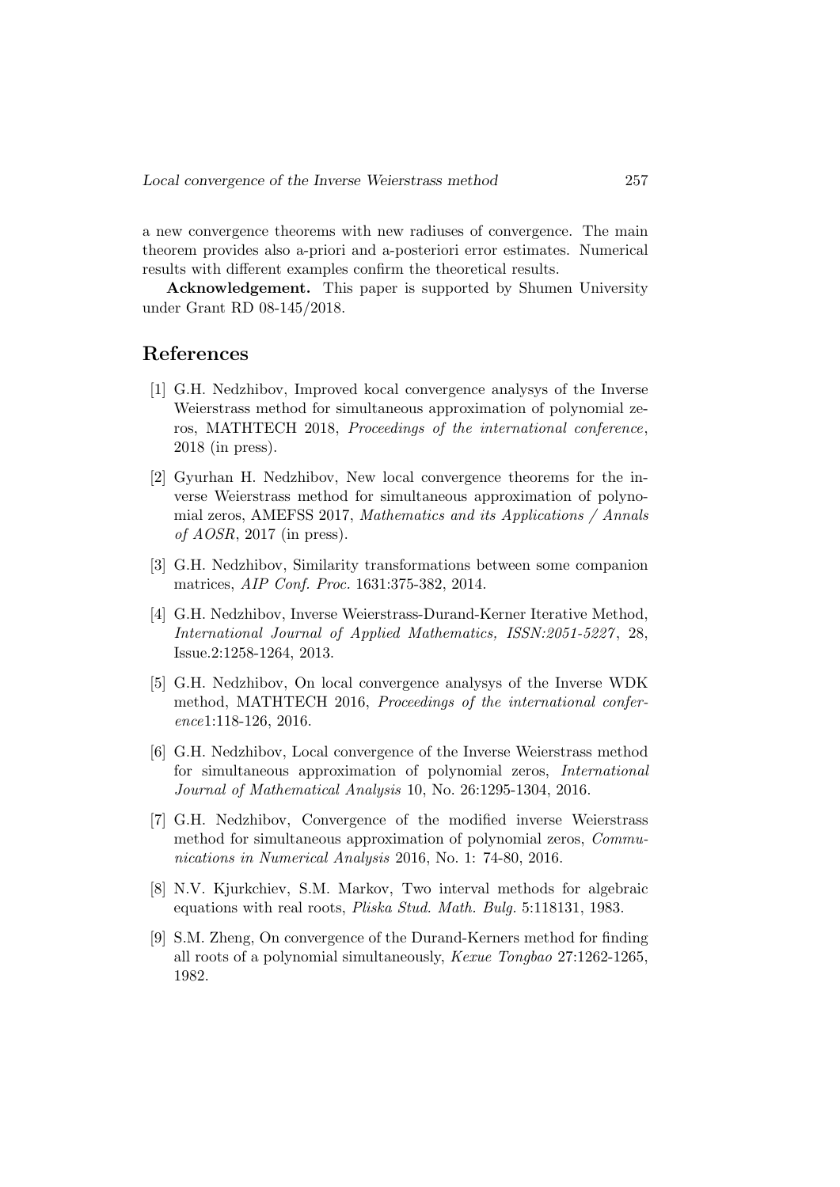a new convergence theorems with new radiuses of convergence. The main theorem provides also a-priori and a-posteriori error estimates. Numerical results with different examples confirm the theoretical results.

**Acknowledgement.** This paper is supported by Shumen University under Grant RD 08-145/2018.

## References

[1] G.H. Nedzhibov, Improved kocal convergence analysys of the Inverse Weierstrass method for simultaneous approximation of polynomial zeros, MATHTECH 2018, *Proceedings of the international conference*, 2018 (in press).

[2] Gyurhan H. Nedzhibov, New local convergence theorems for the inverse Weierstrass method for simultaneous approximation of polynomial zeros, AMEFSS 2017, *Mathematics and its Applications / Annals of AOSR*, 2017 (in press).

[3] G.H. Nedzhibov, Similarity transformations between some companion matrices, *AIP Conf. Proc.* 1631:375-382, 2014.

[4] G.H. Nedzhibov, Inverse Weierstrass-Durand-Kerner Iterative Method, *International Journal of Applied Mathematics, ISSN:2051-5227*, 28, Issue.2:1258-1264, 2013.

[5] G.H. Nedzhibov, On local convergence analysys of the Inverse WDK method, MATHTECH 2016, *Proceedings of the international conference*1:118-126, 2016.

[6] G.H. Nedzhibov, Local convergence of the Inverse Weierstrass method for simultaneous approximation of polynomial zeros, *International Journal of Mathematical Analysis* 10, No. 26:1295-1304, 2016.

[7] G.H. Nedzhibov, Convergence of the modified inverse Weierstrass method for simultaneous approximation of polynomial zeros, *Communications in Numerical Analysis* 2016, No. 1: 74-80, 2016.

[8] N.V. Kjurkchiev, S.M. Markov, Two interval methods for algebraic equations with real roots, *Pliska Stud. Math. Bulg.* 5:118131, 1983.

[9] S.M. Zheng, On convergence of the Durand-Kerners method for finding all roots of a polynomial simultaneously, *Kexue Tongbao* 27:1262-1265, 1982.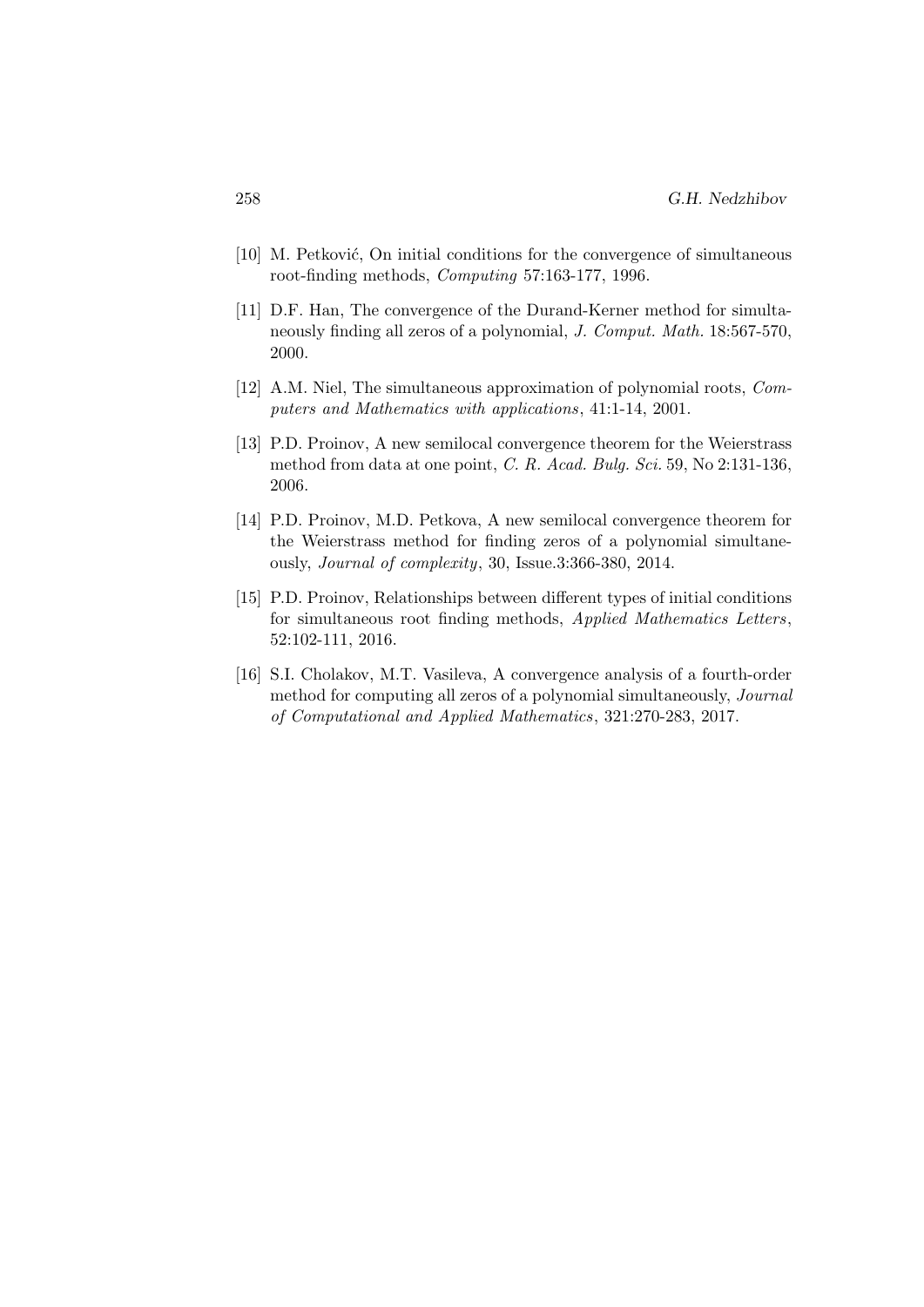[10] M. Petković, On initial conditions for the convergence of simultaneous root-finding methods, *Computing* 57:163-177, 1996.

[11] D.F. Han, The convergence of the Durand-Kerner method for simultaneously finding all zeros of a polynomial, *J. Comput. Math.* 18:567-570, 2000.

[12] A.M. Niel, The simultaneous approximation of polynomial roots, *Computers and Mathematics with applications*, 41:1-14, 2001.

[13] P.D. Proinov, A new semilocal convergence theorem for the Weierstrass method from data at one point, *C. R. Acad. Bulg. Sci.* 59, No 2:131-136, 2006.

[14] P.D. Proinov, M.D. Petkova, A new semilocal convergence theorem for the Weierstrass method for finding zeros of a polynomial simultaneously, *Journal of complexity*, 30, Issue.3:366-380, 2014.

[15] P.D. Proinov, Relationships between different types of initial conditions for simultaneous root finding methods, *Applied Mathematics Letters*, 52:102-111, 2016.

[16] S.I. Cholakov, M.T. Vasileva, A convergence analysis of a fourth-order method for computing all zeros of a polynomial simultaneously, *Journal of Computational and Applied Mathematics*, 321:270-283, 2017.